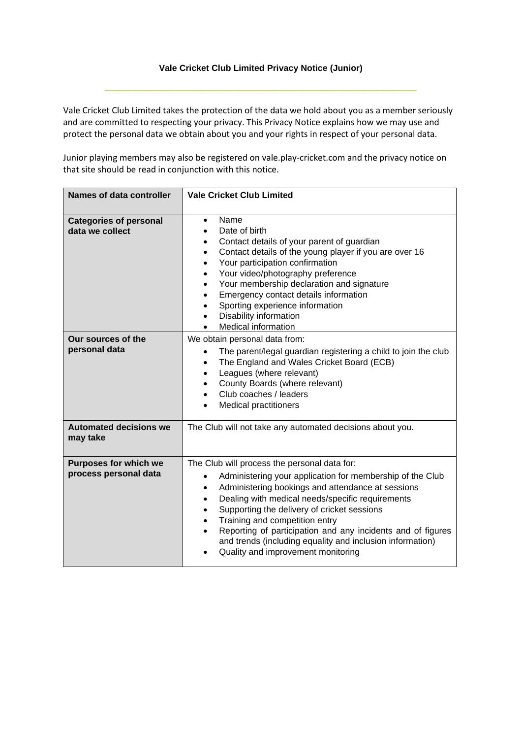# Vale Cricket Club Limited Privacy Notice (Junior)

Vale Cricket Club Limited takes the protection of the data we hold about you as a member seriously and are committed to respecting your privacy. This Privacy Notice explains how we may use and protect the personal data we obtain about you and your rights in respect of your personal data.

Junior playing members may also be registered on vale.play-cricket.com and the privacy notice on that site should be read in conjunction with this notice.

| | |
|---|---|
| **Names of data controller** | **Vale Cricket Club Limited** |
| **Categories of personal data we collect** | • Name<br>• Date of birth<br>• Contact details of your parent of guardian<br>• Contact details of the young player if you are over 16<br>• Your participation confirmation<br>• Your video/photography preference<br>• Your membership declaration and signature<br>• Emergency contact details information<br>• Sporting experience information<br>• Disability information<br>• Medical information |
| **Our sources of the personal data** | We obtain personal data from:<br>• The parent/legal guardian registering a child to join the club<br>• The England and Wales Cricket Board (ECB)<br>• Leagues (where relevant)<br>• County Boards (where relevant)<br>• Club coaches / leaders<br>• Medical practitioners |
| **Automated decisions we may take** | The Club will not take any automated decisions about you. |
| **Purposes for which we process personal data** | The Club will process the personal data for:<br>• Administering your application for membership of the Club<br>• Administering bookings and attendance at sessions<br>• Dealing with medical needs/specific requirements<br>• Supporting the delivery of cricket sessions<br>• Training and competition entry<br>• Reporting of participation and any incidents and of figures and trends (including equality and inclusion information)<br>• Quality and improvement monitoring |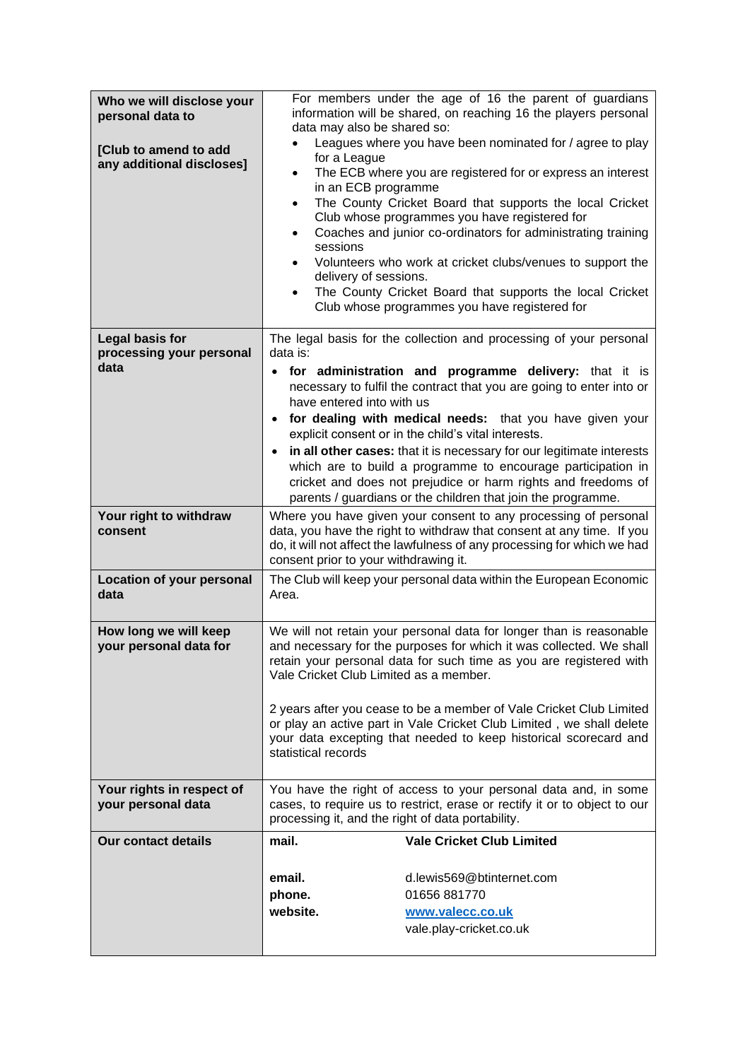| | |
|---|---|
| **Who we will disclose your personal data to**<br><br>**[Club to amend to add any additional discloses]** | For members under the age of 16 the parent of guardians information will be shared, on reaching 16 the players personal data may also be shared so:<br>• Leagues where you have been nominated for / agree to play for a League<br>• The ECB where you are registered for or express an interest in an ECB programme<br>• The County Cricket Board that supports the local Cricket Club whose programmes you have registered for<br>• Coaches and junior co-ordinators for administrating training sessions<br>• Volunteers who work at cricket clubs/venues to support the delivery of sessions.<br>• The County Cricket Board that supports the local Cricket Club whose programmes you have registered for |
| **Legal basis for processing your personal data** | The legal basis for the collection and processing of your personal data is:<br>• **for administration and programme delivery:** that it is necessary to fulfil the contract that you are going to enter into or have entered into with us<br>• **for dealing with medical needs:** that you have given your explicit consent or in the child's vital interests.<br>• **in all other cases:** that it is necessary for our legitimate interests which are to build a programme to encourage participation in cricket and does not prejudice or harm rights and freedoms of parents / guardians or the children that join the programme. |
| **Your right to withdraw consent** | Where you have given your consent to any processing of personal data, you have the right to withdraw that consent at any time. If you do, it will not affect the lawfulness of any processing for which we had consent prior to your withdrawing it. |
| **Location of your personal data** | The Club will keep your personal data within the European Economic Area. |
| **How long we will keep your personal data for** | We will not retain your personal data for longer than is reasonable and necessary for the purposes for which it was collected. We shall retain your personal data for such time as you are registered with Vale Cricket Club Limited as a member.<br><br>2 years after you cease to be a member of Vale Cricket Club Limited or play an active part in Vale Cricket Club Limited , we shall delete your data excepting that needed to keep historical scorecard and statistical records |
| **Your rights in respect of your personal data** | You have the right of access to your personal data and, in some cases, to require us to restrict, erase or rectify it or to object to our processing it, and the right of data portability. |
| **Our contact details** | **mail.** **Vale Cricket Club Limited**<br><br>**email.** d.lewis569@btinternet.com<br>**phone.** 01656 881770<br>**website.** [www.valecc.co.uk](http://www.valecc.co.uk)<br>vale.play-cricket.co.uk |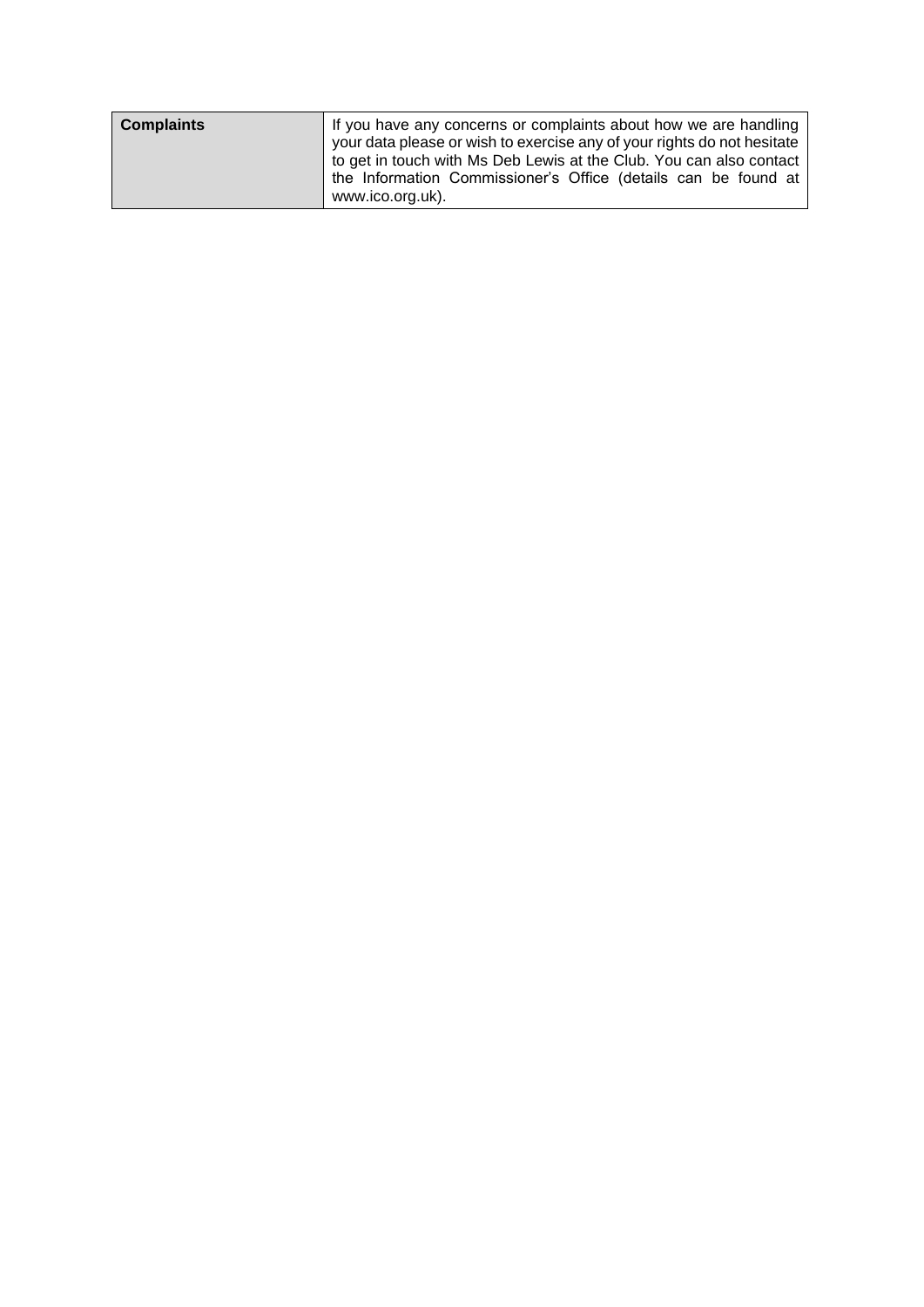| | |
|---|---|
| **Complaints** | If you have any concerns or complaints about how we are handling your data please or wish to exercise any of your rights do not hesitate to get in touch with Ms Deb Lewis at the Club. You can also contact the Information Commissioner's Office (details can be found at www.ico.org.uk). |